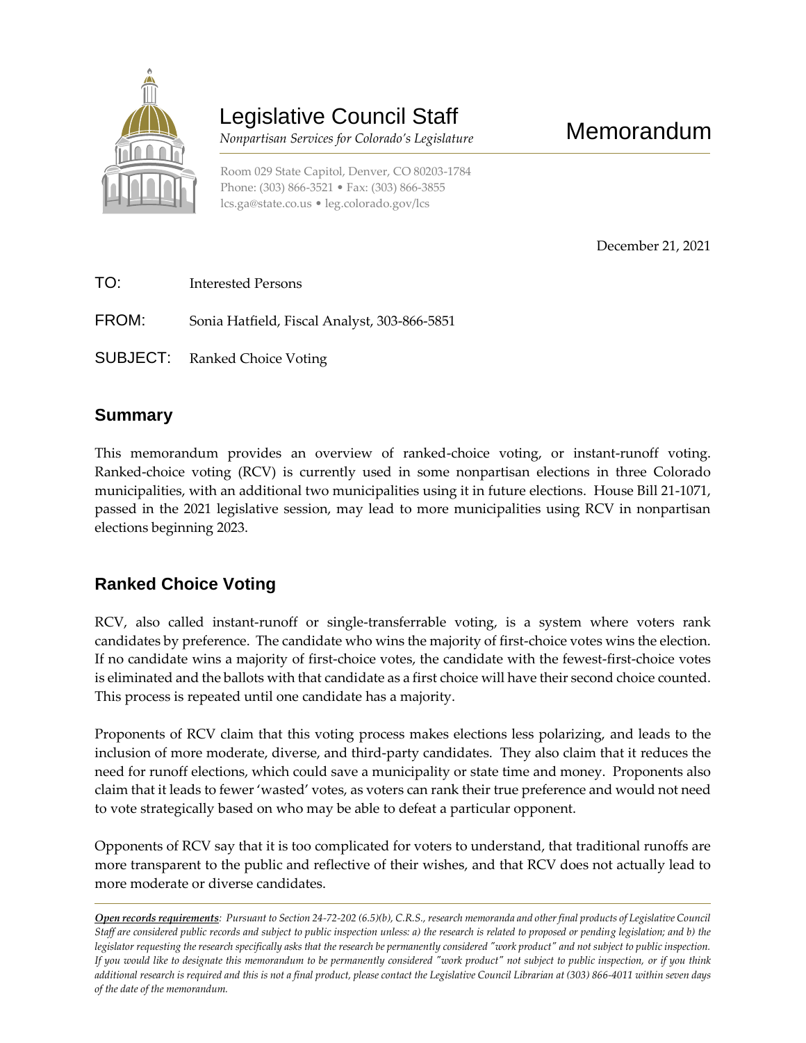# Legislative Council Staff

*Nonpartisan Services for Colorado's Legislature*

# Memorandum

Room 029 State Capitol, Denver, CO 80203-1784
Phone: (303) 866-3521 • Fax: (303) 866-3855
lcs.ga@state.co.us • leg.colorado.gov/lcs

December 21, 2021

TO: Interested Persons

FROM: Sonia Hatfield, Fiscal Analyst, 303-866-5851

SUBJECT: Ranked Choice Voting

## Summary

This memorandum provides an overview of ranked-choice voting, or instant-runoff voting. Ranked-choice voting (RCV) is currently used in some nonpartisan elections in three Colorado municipalities, with an additional two municipalities using it in future elections. House Bill 21-1071, passed in the 2021 legislative session, may lead to more municipalities using RCV in nonpartisan elections beginning 2023.

## Ranked Choice Voting

RCV, also called instant-runoff or single-transferrable voting, is a system where voters rank candidates by preference. The candidate who wins the majority of first-choice votes wins the election. If no candidate wins a majority of first-choice votes, the candidate with the fewest-first-choice votes is eliminated and the ballots with that candidate as a first choice will have their second choice counted. This process is repeated until one candidate has a majority.

Proponents of RCV claim that this voting process makes elections less polarizing, and leads to the inclusion of more moderate, diverse, and third-party candidates. They also claim that it reduces the need for runoff elections, which could save a municipality or state time and money. Proponents also claim that it leads to fewer 'wasted' votes, as voters can rank their true preference and would not need to vote strategically based on who may be able to defeat a particular opponent.

Opponents of RCV say that it is too complicated for voters to understand, that traditional runoffs are more transparent to the public and reflective of their wishes, and that RCV does not actually lead to more moderate or diverse candidates.

---

***Open records requirements****: Pursuant to Section 24-72-202 (6.5)(b), C.R.S., research memoranda and other final products of Legislative Council Staff are considered public records and subject to public inspection unless: a) the research is related to proposed or pending legislation; and b) the legislator requesting the research specifically asks that the research be permanently considered "work product" and not subject to public inspection. If you would like to designate this memorandum to be permanently considered "work product" not subject to public inspection, or if you think additional research is required and this is not a final product, please contact the Legislative Council Librarian at (303) 866-4011 within seven days of the date of the memorandum.*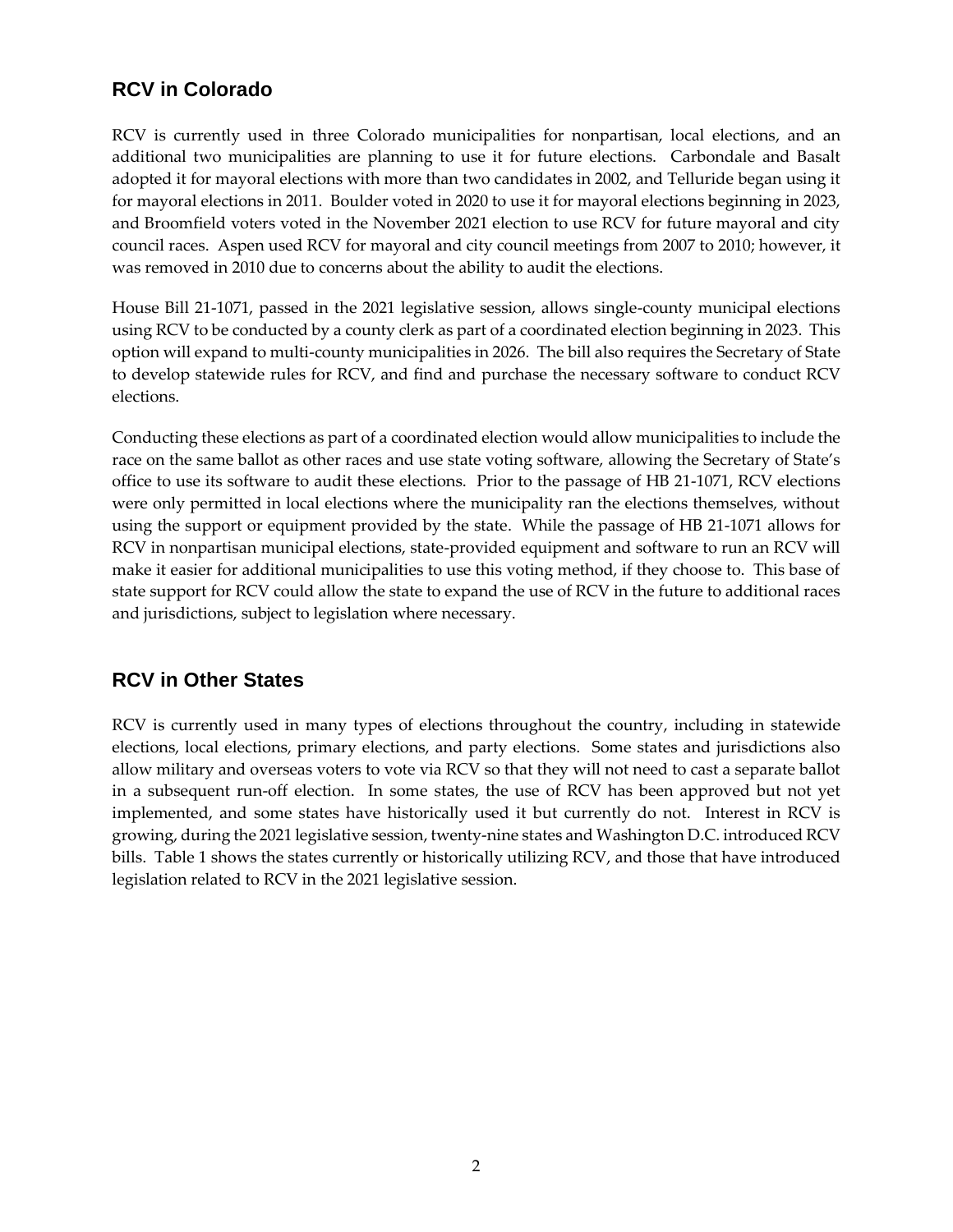## RCV in Colorado

RCV is currently used in three Colorado municipalities for nonpartisan, local elections, and an additional two municipalities are planning to use it for future elections. Carbondale and Basalt adopted it for mayoral elections with more than two candidates in 2002, and Telluride began using it for mayoral elections in 2011. Boulder voted in 2020 to use it for mayoral elections beginning in 2023, and Broomfield voters voted in the November 2021 election to use RCV for future mayoral and city council races. Aspen used RCV for mayoral and city council meetings from 2007 to 2010; however, it was removed in 2010 due to concerns about the ability to audit the elections.

House Bill 21-1071, passed in the 2021 legislative session, allows single-county municipal elections using RCV to be conducted by a county clerk as part of a coordinated election beginning in 2023. This option will expand to multi-county municipalities in 2026. The bill also requires the Secretary of State to develop statewide rules for RCV, and find and purchase the necessary software to conduct RCV elections.

Conducting these elections as part of a coordinated election would allow municipalities to include the race on the same ballot as other races and use state voting software, allowing the Secretary of State's office to use its software to audit these elections. Prior to the passage of HB 21-1071, RCV elections were only permitted in local elections where the municipality ran the elections themselves, without using the support or equipment provided by the state. While the passage of HB 21-1071 allows for RCV in nonpartisan municipal elections, state-provided equipment and software to run an RCV will make it easier for additional municipalities to use this voting method, if they choose to. This base of state support for RCV could allow the state to expand the use of RCV in the future to additional races and jurisdictions, subject to legislation where necessary.

## RCV in Other States

RCV is currently used in many types of elections throughout the country, including in statewide elections, local elections, primary elections, and party elections. Some states and jurisdictions also allow military and overseas voters to vote via RCV so that they will not need to cast a separate ballot in a subsequent run-off election. In some states, the use of RCV has been approved but not yet implemented, and some states have historically used it but currently do not. Interest in RCV is growing, during the 2021 legislative session, twenty-nine states and Washington D.C. introduced RCV bills. Table 1 shows the states currently or historically utilizing RCV, and those that have introduced legislation related to RCV in the 2021 legislative session.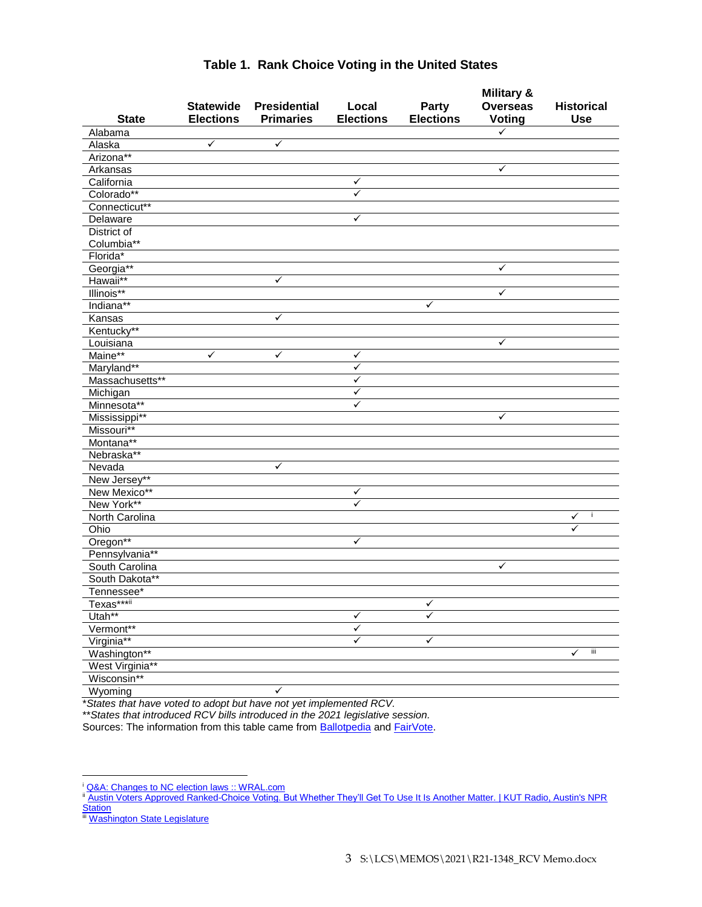**Table 1. Rank Choice Voting in the United States**

| State | Statewide Elections | Presidential Primaries | Local Elections | Party Elections | Military & Overseas Voting | Historical Use |
|---|---|---|---|---|---|---|
| Alabama | | | | | ✓ | |
| Alaska | ✓ | ✓ | | | | |
| Arizona** | | | | | | |
| Arkansas | | | | | ✓ | |
| California | | | ✓ | | | |
| Colorado** | | | ✓ | | | |
| Connecticut** | | | | | | |
| Delaware | | | ✓ | | | |
| District of Columbia** | | | | | | |
| Florida* | | | | | | |
| Georgia** | | | | | ✓ | |
| Hawaii** | | ✓ | | | | |
| Illinois** | | | | | ✓ | |
| Indiana** | | | | ✓ | | |
| Kansas | | ✓ | | | | |
| Kentucky** | | | | | | |
| Louisiana | | | | | ✓ | |
| Maine** | ✓ | ✓ | ✓ | | | |
| Maryland** | | | ✓ | | | |
| Massachusetts** | | | ✓ | | | |
| Michigan | | | ✓ | | | |
| Minnesota** | | | ✓ | | | |
| Mississippi** | | | | | ✓ | |
| Missouri** | | | | | | |
| Montana** | | | | | | |
| Nebraska** | | | | | | |
| Nevada | | ✓ | | | | |
| New Jersey** | | | | | | |
| New Mexico** | | | ✓ | | | |
| New York** | | | ✓ | | | |
| North Carolina | | | | | | ✓ [i] |
| Ohio | | | | | | ✓ |
| Oregon** | | | ✓ | | | |
| Pennsylvania** | | | | | | |
| South Carolina | | | | | ✓ | |
| South Dakota** | | | | | | |
| Tennessee* | | | | | | |
| Texas***[ii] | | | | ✓ | | |
| Utah** | | | ✓ | ✓ | | |
| Vermont** | | | ✓ | | | |
| Virginia** | | | ✓ | ✓ | | |
| Washington** | | | | | | ✓ [iii] |
| West Virginia** | | | | | | |
| Wisconsin** | | | | | | |
| Wyoming | | ✓ | | | | |

*\*States that have voted to adopt but have not yet implemented RCV.*

*\*\*States that introduced RCV bills introduced in the 2021 legislative session.*

Sources: The information from this table came from Ballotpedia and FairVote.

---

[i] Q&A: Changes to NC election laws :: WRAL.com

[ii] Austin Voters Approved Ranked-Choice Voting. But Whether They'll Get To Use It Is Another Matter. | KUT Radio, Austin's NPR Station

[iii] Washington State Legislature